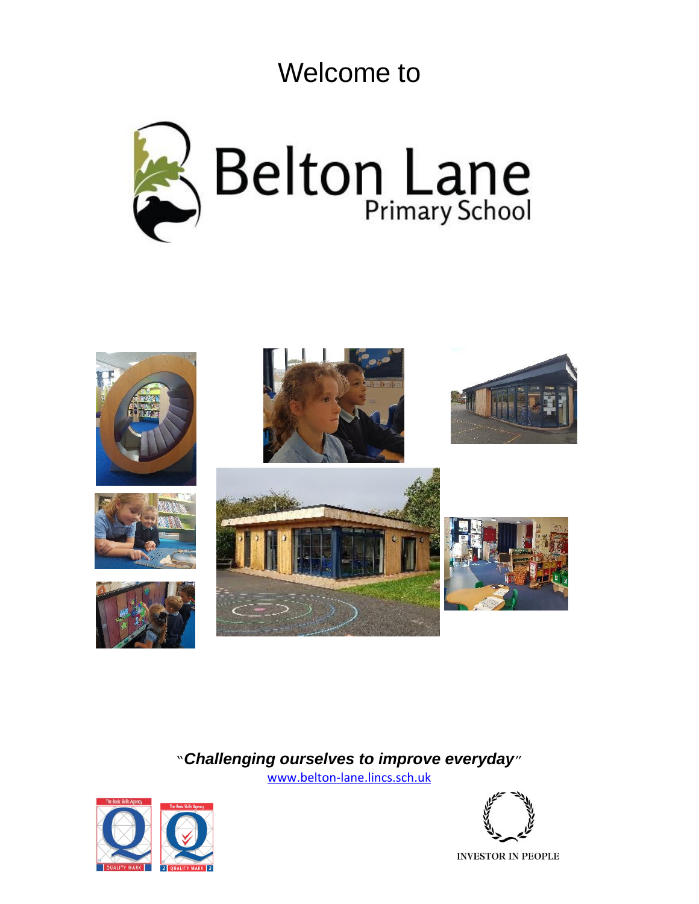Welcome to

# Belton Lane

## Primary School

*"Challenging ourselves to improve everyday"*

[www.belton-lane.lincs.sch.uk](http://www.belton-lane.lincs.sch.uk)

The Basic Skills Agency QUALITY MARK

The Basic Skills Agency 2 QUALITY MARK 2

INVESTOR IN PEOPLE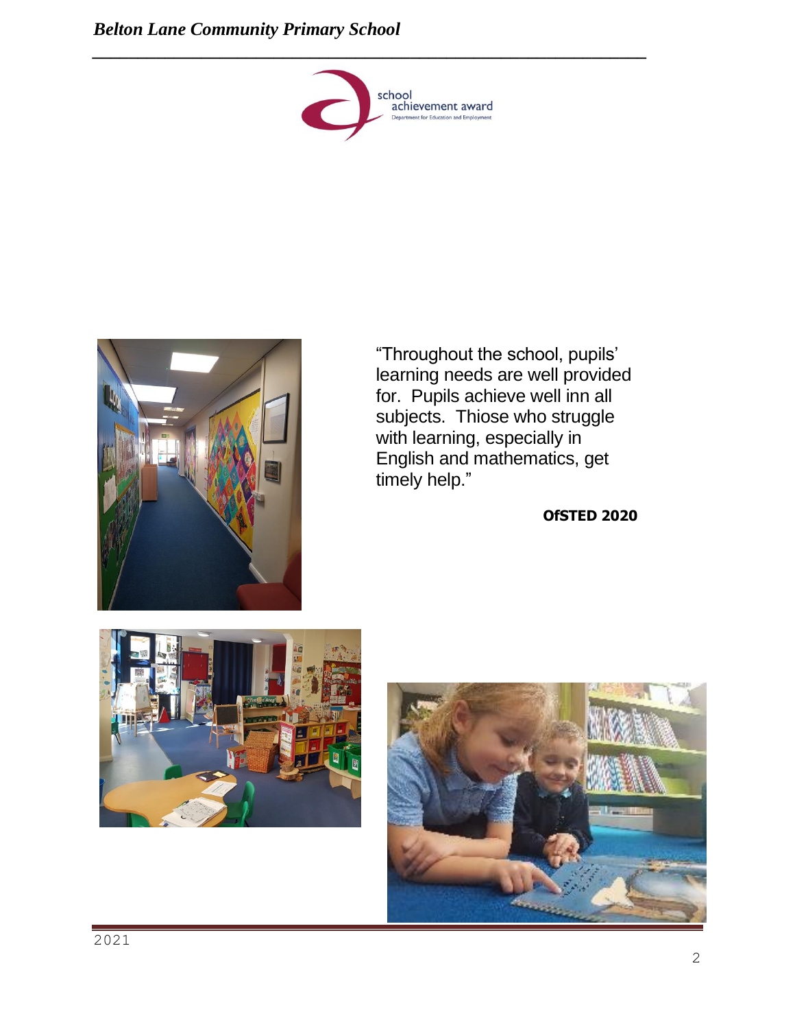“Throughout the school, pupils’ learning needs are well provided for.  Pupils achieve well inn all subjects.  Thiose who struggle with learning, especially in English and mathematics, get timely help.”

**OfSTED 2020**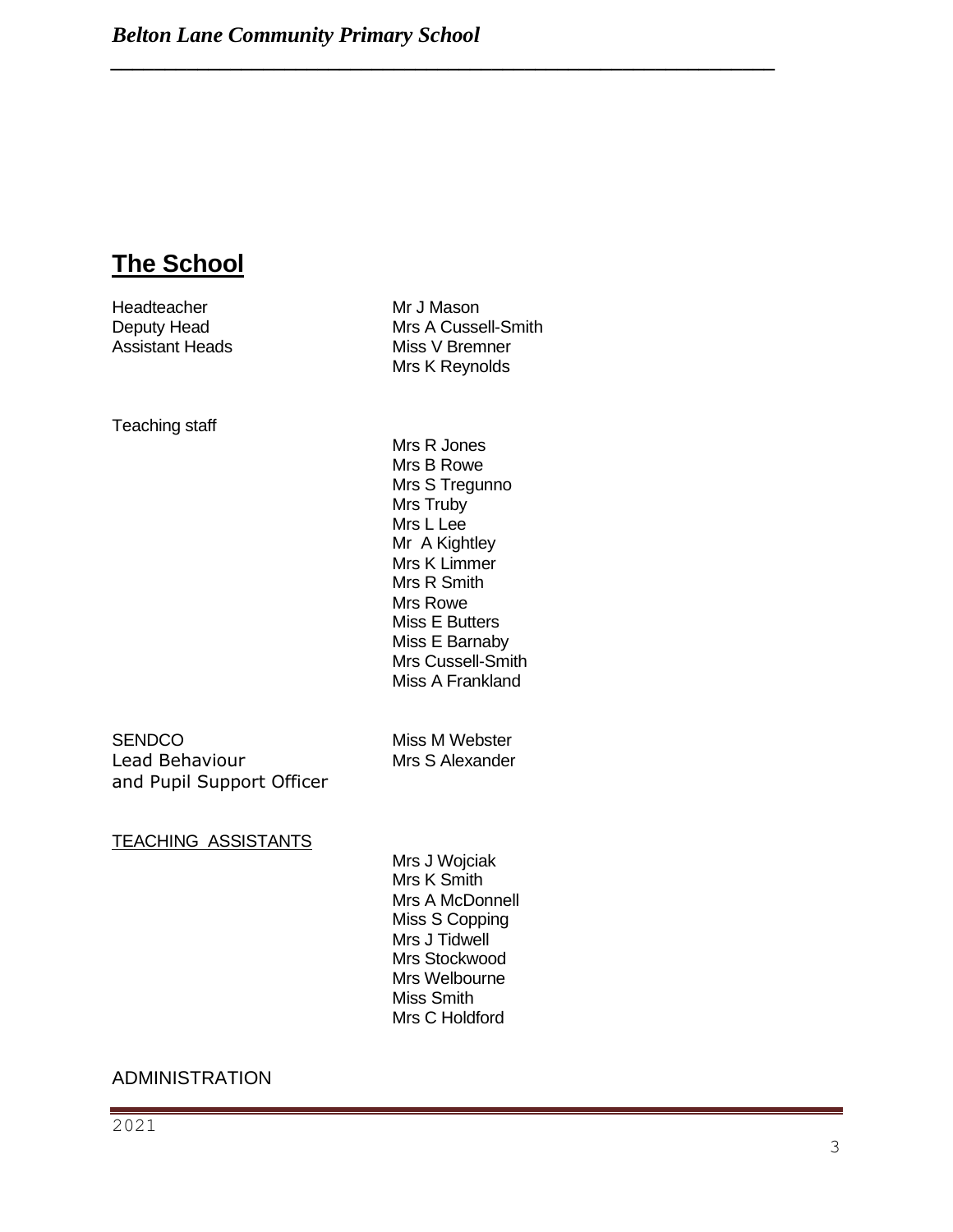## The School

| | |
|---|---|
| Headteacher | Mr J Mason |
| Deputy Head | Mrs A Cussell-Smith |
| Assistant Heads | Miss V Bremner |
| | Mrs K Reynolds |

Teaching staff

Mrs R Jones
Mrs B Rowe
Mrs S Tregunno
Mrs Truby
Mrs L Lee
Mr A Kightley
Mrs K Limmer
Mrs R Smith
Mrs Rowe
Miss E Butters
Miss E Barnaby
Mrs Cussell-Smith
Miss A Frankland

| | |
|---|---|
| SENDCO | Miss M Webster |
| Lead Behaviour and Pupil Support Officer | Mrs S Alexander |

TEACHING ASSISTANTS

Mrs J Wojciak
Mrs K Smith
Mrs A McDonnell
Miss S Copping
Mrs J Tidwell
Mrs Stockwood
Mrs Welbourne
Miss Smith
Mrs C Holdford

ADMINISTRATION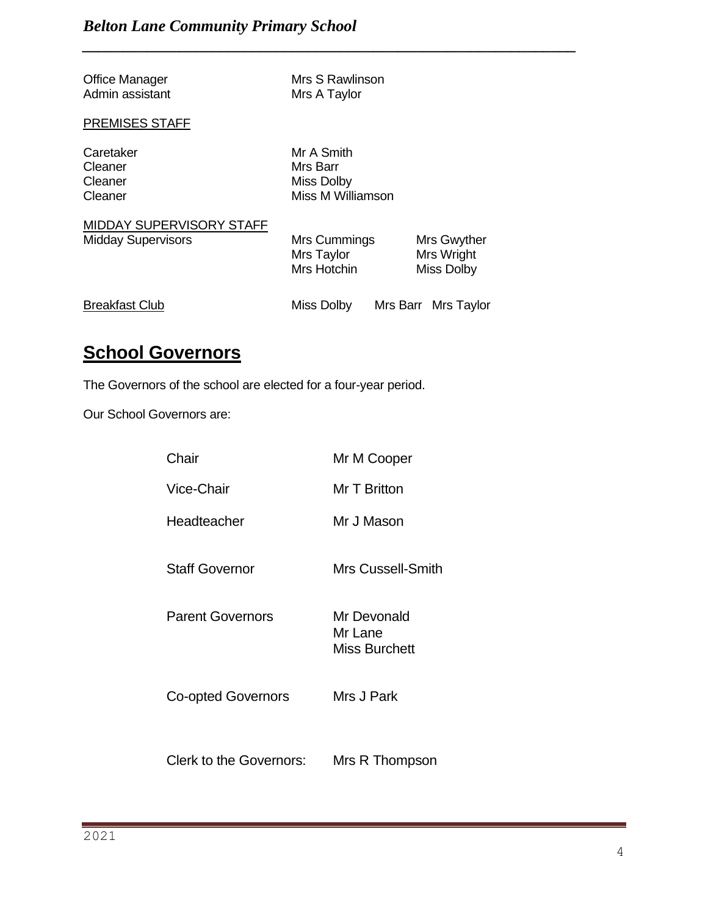| | |
|---|---|
| Office Manager | Mrs S Rawlinson |
| Admin assistant | Mrs A Taylor |

PREMISES STAFF

| | |
|---|---|
| Caretaker | Mr A Smith |
| Cleaner | Mrs Barr |
| Cleaner | Miss Dolby |
| Cleaner | Miss M Williamson |

MIDDAY SUPERVISORY STAFF

| | | |
|---|---|---|
| Midday Supervisors | Mrs Cummings | Mrs Gwyther |
| | Mrs Taylor | Mrs Wright |
| | Mrs Hotchin | Miss Dolby |

Breakfast Club — Miss Dolby, Mrs Barr, Mrs Taylor

## School Governors

The Governors of the school are elected for a four-year period.

Our School Governors are:

| | |
|---|---|
| Chair | Mr M Cooper |
| Vice-Chair | Mr T Britton |
| Headteacher | Mr J Mason |
| Staff Governor | Mrs Cussell-Smith |
| Parent Governors | Mr Devonald<br>Mr Lane<br>Miss Burchett |
| Co-opted Governors | Mrs J Park |
| Clerk to the Governors: | Mrs R Thompson |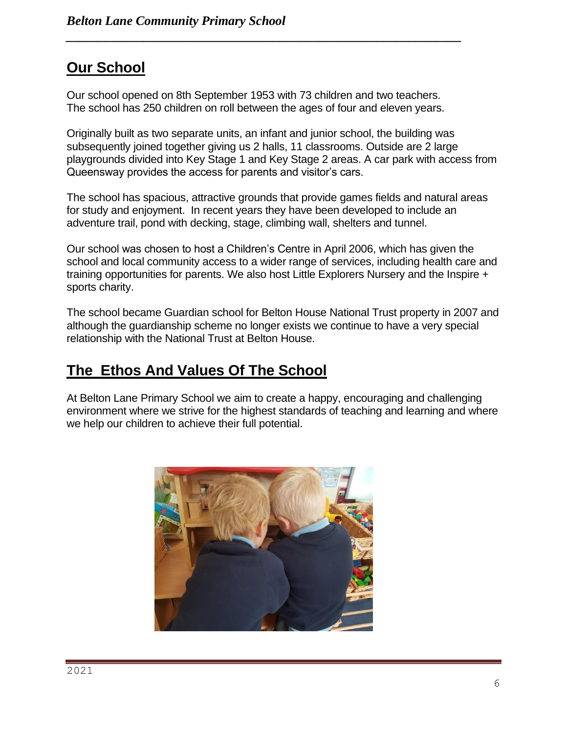## Our School

Our school opened on 8th September 1953 with 73 children and two teachers. The school has 250 children on roll between the ages of four and eleven years.

Originally built as two separate units, an infant and junior school, the building was subsequently joined together giving us 2 halls, 11 classrooms. Outside are 2 large playgrounds divided into Key Stage 1 and Key Stage 2 areas. A car park with access from Queensway provides the access for parents and visitor's cars.

The school has spacious, attractive grounds that provide games fields and natural areas for study and enjoyment. In recent years they have been developed to include an adventure trail, pond with decking, stage, climbing wall, shelters and tunnel.

Our school was chosen to host a Children's Centre in April 2006, which has given the school and local community access to a wider range of services, including health care and training opportunities for parents. We also host Little Explorers Nursery and the Inspire + sports charity.

The school became Guardian school for Belton House National Trust property in 2007 and although the guardianship scheme no longer exists we continue to have a very special relationship with the National Trust at Belton House.

## The Ethos And Values Of The School

At Belton Lane Primary School we aim to create a happy, encouraging and challenging environment where we strive for the highest standards of teaching and learning and where we help our children to achieve their full potential.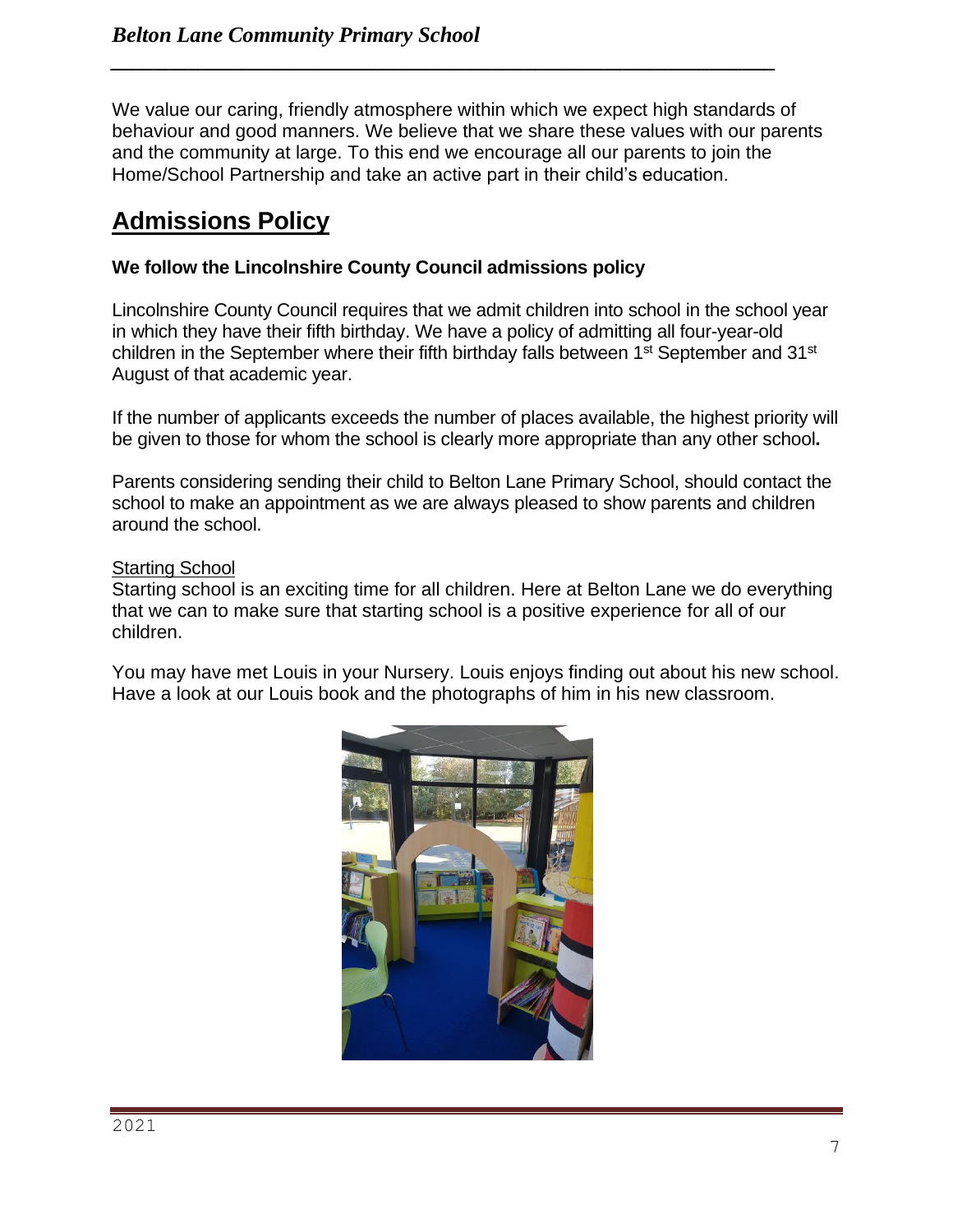We value our caring, friendly atmosphere within which we expect high standards of behaviour and good manners. We believe that we share these values with our parents and the community at large. To this end we encourage all our parents to join the Home/School Partnership and take an active part in their child's education.

## Admissions Policy

**We follow the Lincolnshire County Council admissions policy**

Lincolnshire County Council requires that we admit children into school in the school year in which they have their fifth birthday. We have a policy of admitting all four-year-old children in the September where their fifth birthday falls between 1st September and 31st August of that academic year.

If the number of applicants exceeds the number of places available, the highest priority will be given to those for whom the school is clearly more appropriate than any other school**.**

Parents considering sending their child to Belton Lane Primary School, should contact the school to make an appointment as we are always pleased to show parents and children around the school.

Starting School

Starting school is an exciting time for all children. Here at Belton Lane we do everything that we can to make sure that starting school is a positive experience for all of our children.

You may have met Louis in your Nursery. Louis enjoys finding out about his new school. Have a look at our Louis book and the photographs of him in his new classroom.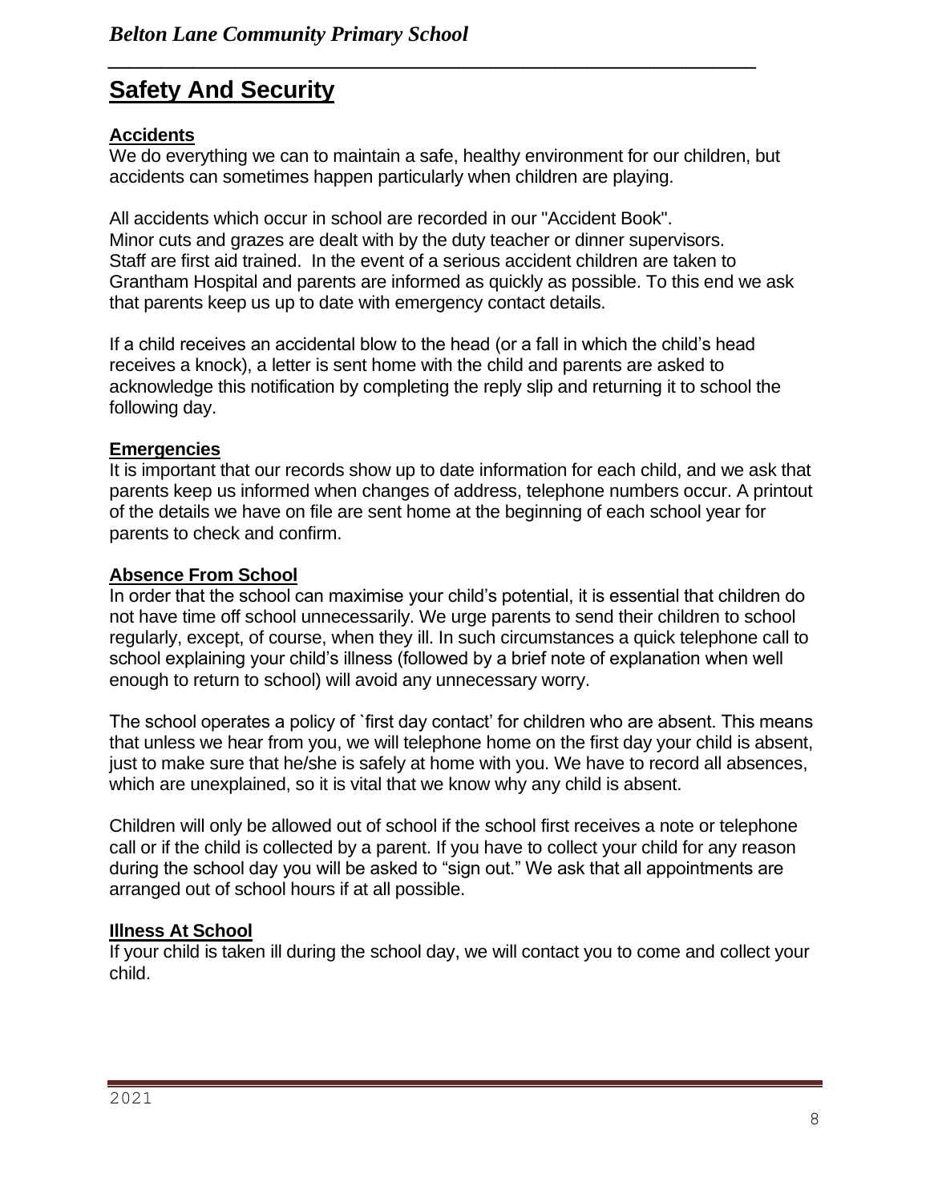# Safety And Security

## Accidents

We do everything we can to maintain a safe, healthy environment for our children, but accidents can sometimes happen particularly when children are playing.

All accidents which occur in school are recorded in our "Accident Book".
Minor cuts and grazes are dealt with by the duty teacher or dinner supervisors.
Staff are first aid trained. In the event of a serious accident children are taken to Grantham Hospital and parents are informed as quickly as possible. To this end we ask that parents keep us up to date with emergency contact details.

If a child receives an accidental blow to the head (or a fall in which the child's head receives a knock), a letter is sent home with the child and parents are asked to acknowledge this notification by completing the reply slip and returning it to school the following day.

## Emergencies

It is important that our records show up to date information for each child, and we ask that parents keep us informed when changes of address, telephone numbers occur. A printout of the details we have on file are sent home at the beginning of each school year for parents to check and confirm.

## Absence From School

In order that the school can maximise your child's potential, it is essential that children do not have time off school unnecessarily. We urge parents to send their children to school regularly, except, of course, when they ill. In such circumstances a quick telephone call to school explaining your child's illness (followed by a brief note of explanation when well enough to return to school) will avoid any unnecessary worry.

The school operates a policy of `first day contact' for children who are absent. This means that unless we hear from you, we will telephone home on the first day your child is absent, just to make sure that he/she is safely at home with you. We have to record all absences, which are unexplained, so it is vital that we know why any child is absent.

Children will only be allowed out of school if the school first receives a note or telephone call or if the child is collected by a parent. If you have to collect your child for any reason during the school day you will be asked to "sign out." We ask that all appointments are arranged out of school hours if at all possible.

## Illness At School

If your child is taken ill during the school day, we will contact you to come and collect your child.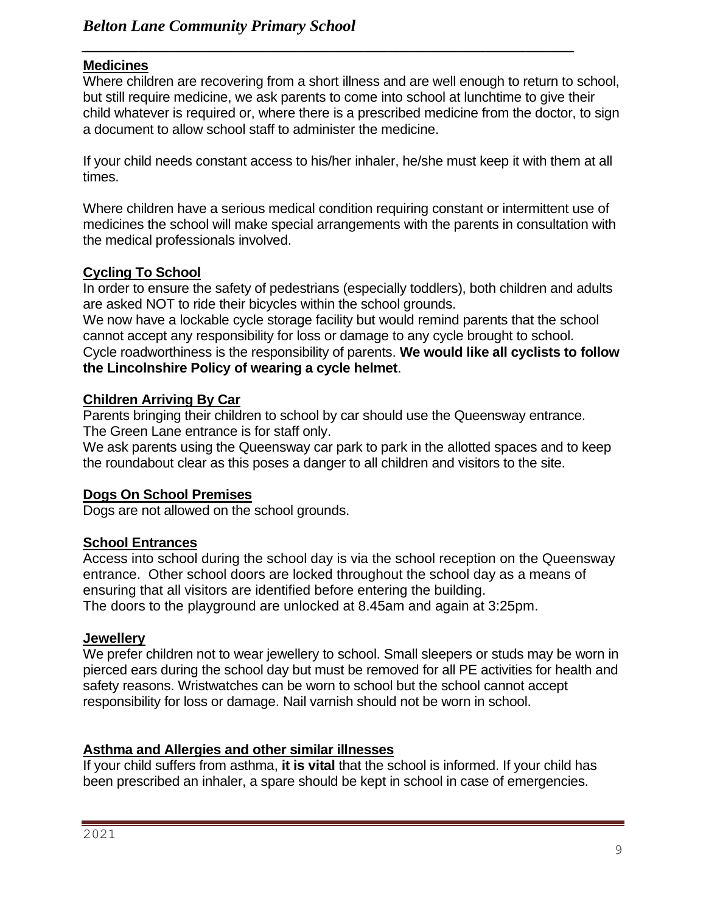## Medicines

Where children are recovering from a short illness and are well enough to return to school, but still require medicine, we ask parents to come into school at lunchtime to give their child whatever is required or, where there is a prescribed medicine from the doctor, to sign a document to allow school staff to administer the medicine.

If your child needs constant access to his/her inhaler, he/she must keep it with them at all times.

Where children have a serious medical condition requiring constant or intermittent use of medicines the school will make special arrangements with the parents in consultation with the medical professionals involved.

## Cycling To School

In order to ensure the safety of pedestrians (especially toddlers), both children and adults are asked NOT to ride their bicycles within the school grounds.
We now have a lockable cycle storage facility but would remind parents that the school cannot accept any responsibility for loss or damage to any cycle brought to school.
Cycle roadworthiness is the responsibility of parents. **We would like all cyclists to follow the Lincolnshire Policy of wearing a cycle helmet**.

## Children Arriving By Car

Parents bringing their children to school by car should use the Queensway entrance.
The Green Lane entrance is for staff only.
We ask parents using the Queensway car park to park in the allotted spaces and to keep the roundabout clear as this poses a danger to all children and visitors to the site.

## Dogs On School Premises

Dogs are not allowed on the school grounds.

## School Entrances

Access into school during the school day is via the school reception on the Queensway entrance. Other school doors are locked throughout the school day as a means of ensuring that all visitors are identified before entering the building.
The doors to the playground are unlocked at 8.45am and again at 3:25pm.

## Jewellery

We prefer children not to wear jewellery to school. Small sleepers or studs may be worn in pierced ears during the school day but must be removed for all PE activities for health and safety reasons. Wristwatches can be worn to school but the school cannot accept responsibility for loss or damage. Nail varnish should not be worn in school.

## Asthma and Allergies and other similar illnesses

If your child suffers from asthma, **it is vital** that the school is informed. If your child has been prescribed an inhaler, a spare should be kept in school in case of emergencies.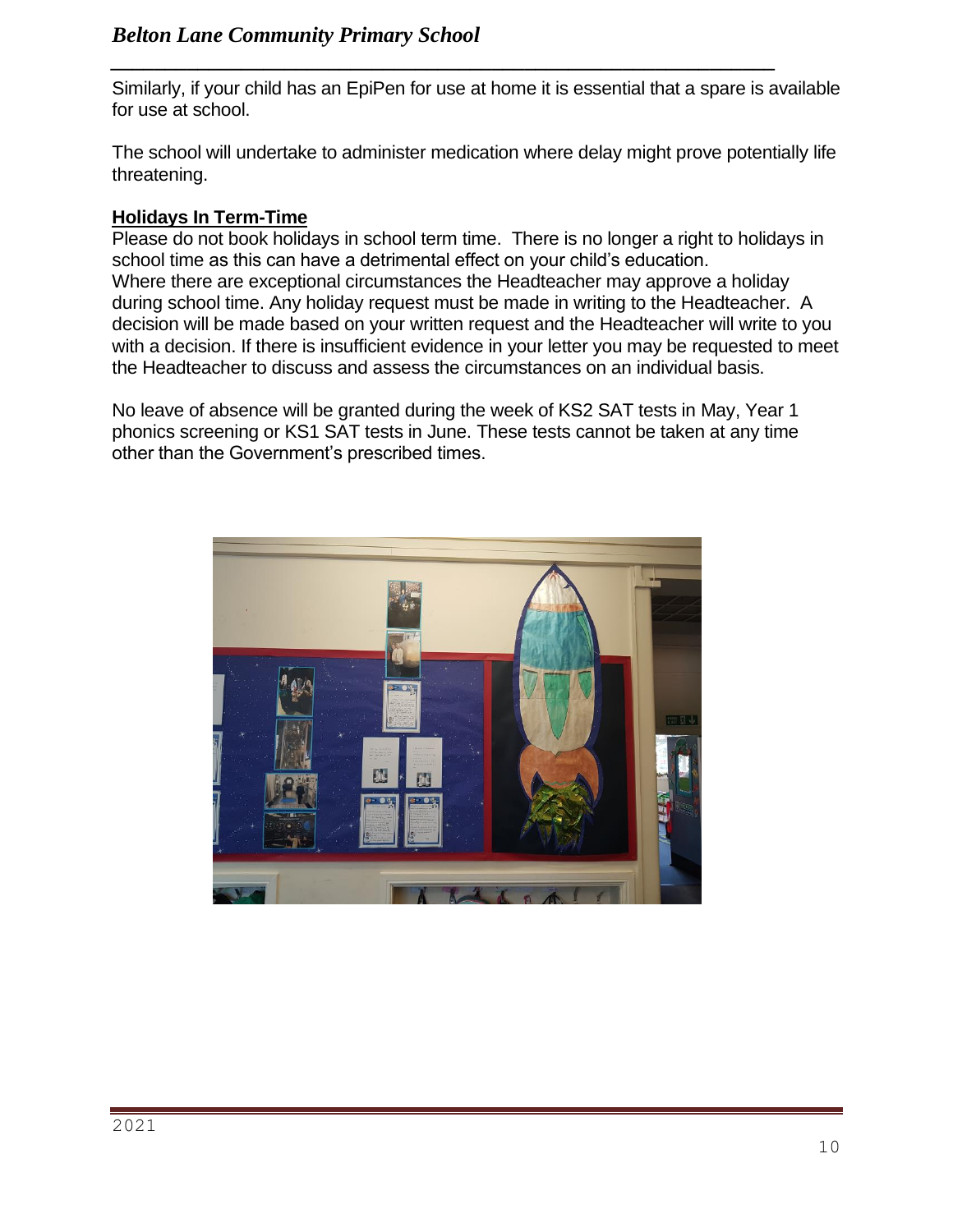Similarly, if your child has an EpiPen for use at home it is essential that a spare is available for use at school.

The school will undertake to administer medication where delay might prove potentially life threatening.

**Holidays In Term-Time**

Please do not book holidays in school term time. There is no longer a right to holidays in school time as this can have a detrimental effect on your child's education.
Where there are exceptional circumstances the Headteacher may approve a holiday during school time. Any holiday request must be made in writing to the Headteacher. A decision will be made based on your written request and the Headteacher will write to you with a decision. If there is insufficient evidence in your letter you may be requested to meet the Headteacher to discuss and assess the circumstances on an individual basis.

No leave of absence will be granted during the week of KS2 SAT tests in May, Year 1 phonics screening or KS1 SAT tests in June. These tests cannot be taken at any time other than the Government's prescribed times.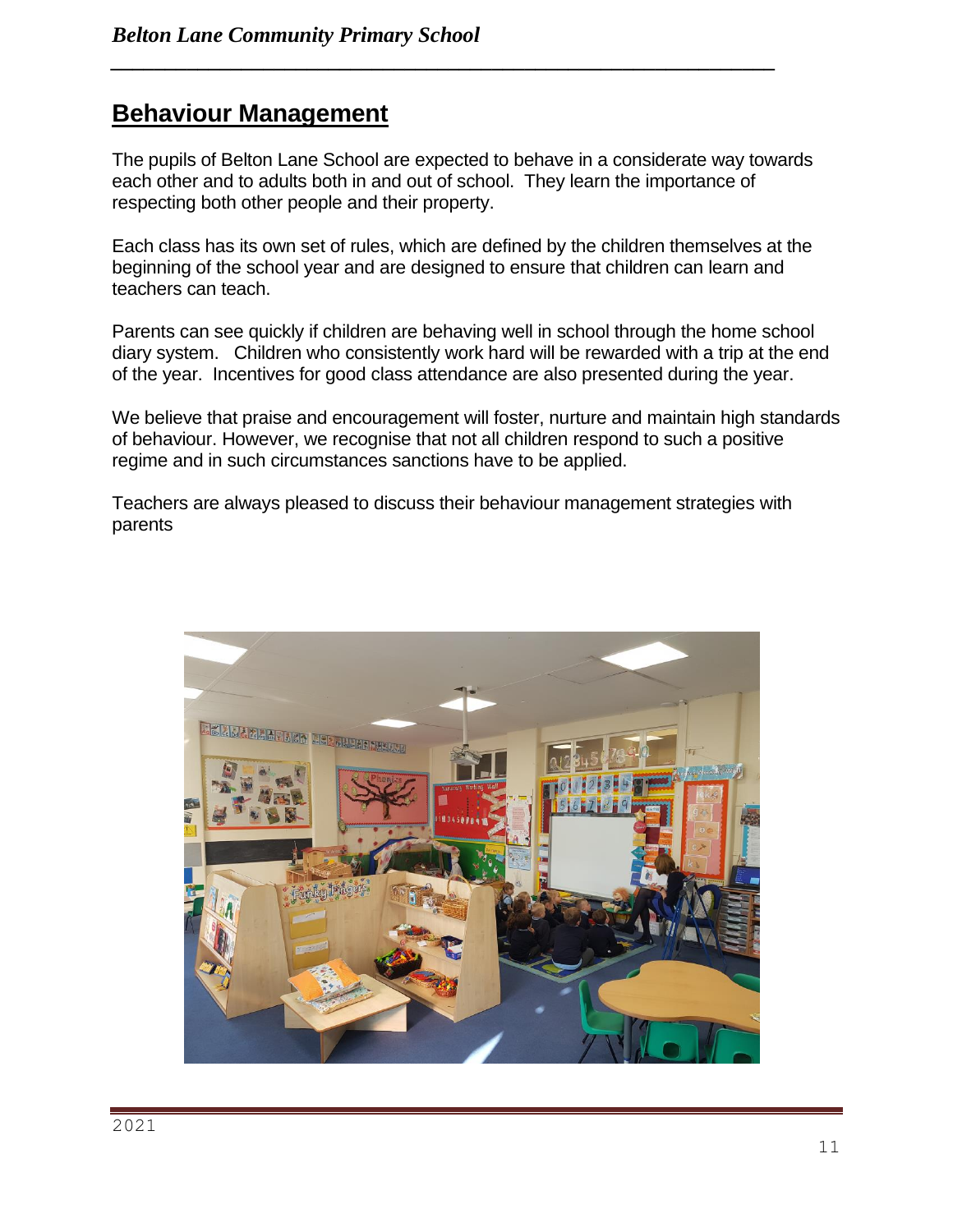## Behaviour Management

The pupils of Belton Lane School are expected to behave in a considerate way towards each other and to adults both in and out of school. They learn the importance of respecting both other people and their property.

Each class has its own set of rules, which are defined by the children themselves at the beginning of the school year and are designed to ensure that children can learn and teachers can teach.

Parents can see quickly if children are behaving well in school through the home school diary system. Children who consistently work hard will be rewarded with a trip at the end of the year. Incentives for good class attendance are also presented during the year.

We believe that praise and encouragement will foster, nurture and maintain high standards of behaviour. However, we recognise that not all children respond to such a positive regime and in such circumstances sanctions have to be applied.

Teachers are always pleased to discuss their behaviour management strategies with parents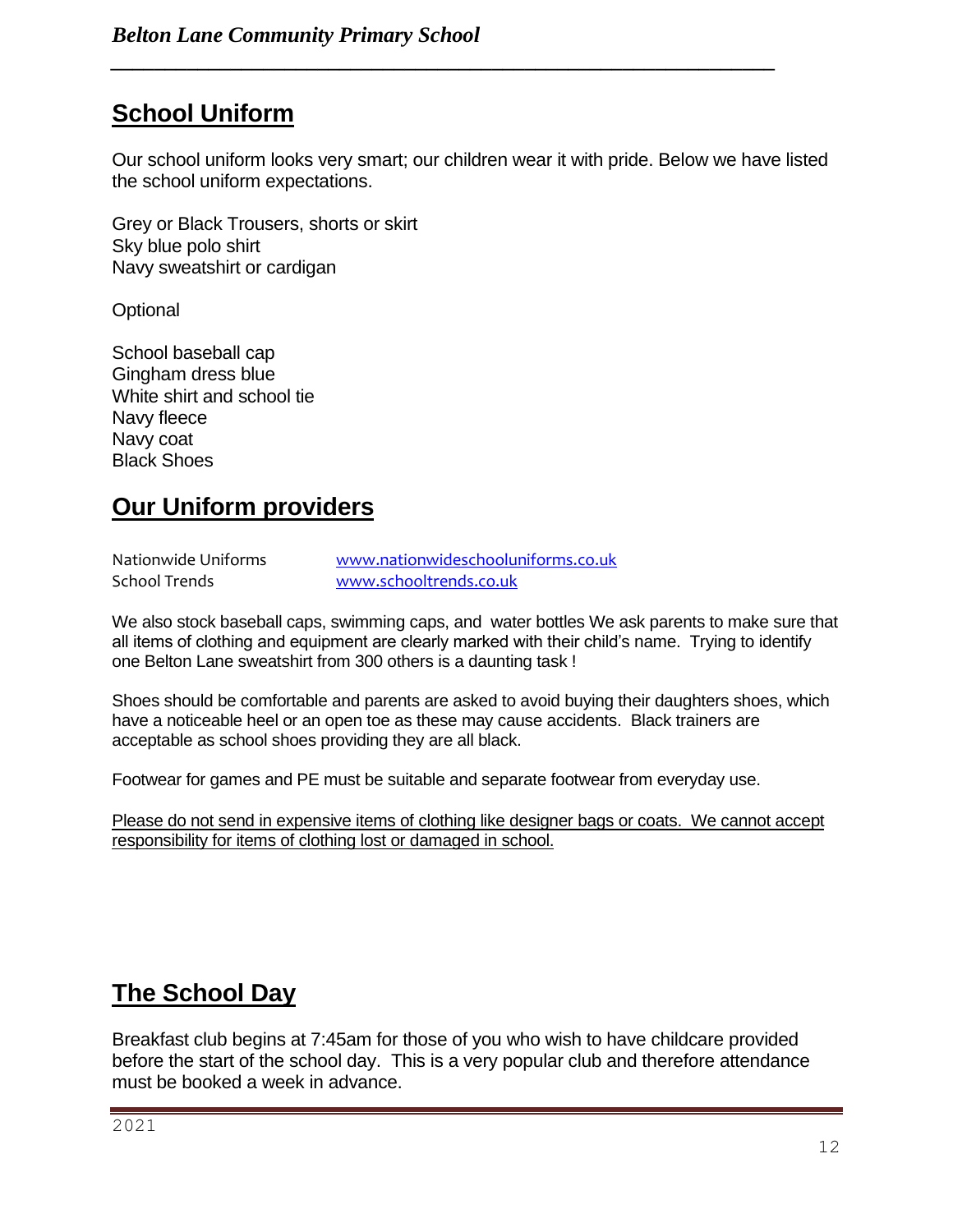## School Uniform

Our school uniform looks very smart; our children wear it with pride. Below we have listed the school uniform expectations.

Grey or Black Trousers, shorts or skirt
Sky blue polo shirt
Navy sweatshirt or cardigan

Optional

School baseball cap
Gingham dress blue
White shirt and school tie
Navy fleece
Navy coat
Black Shoes

## Our Uniform providers

| | |
|---|---|
| Nationwide Uniforms | www.nationwideschooluniforms.co.uk |
| School Trends | www.schooltrends.co.uk |

We also stock baseball caps, swimming caps, and water bottles We ask parents to make sure that all items of clothing and equipment are clearly marked with their child's name. Trying to identify one Belton Lane sweatshirt from 300 others is a daunting task !

Shoes should be comfortable and parents are asked to avoid buying their daughters shoes, which have a noticeable heel or an open toe as these may cause accidents. Black trainers are acceptable as school shoes providing they are all black.

Footwear for games and PE must be suitable and separate footwear from everyday use.

<u>Please do not send in expensive items of clothing like designer bags or coats. We cannot accept responsibility for items of clothing lost or damaged in school.</u>

## The School Day

Breakfast club begins at 7:45am for those of you who wish to have childcare provided before the start of the school day. This is a very popular club and therefore attendance must be booked a week in advance.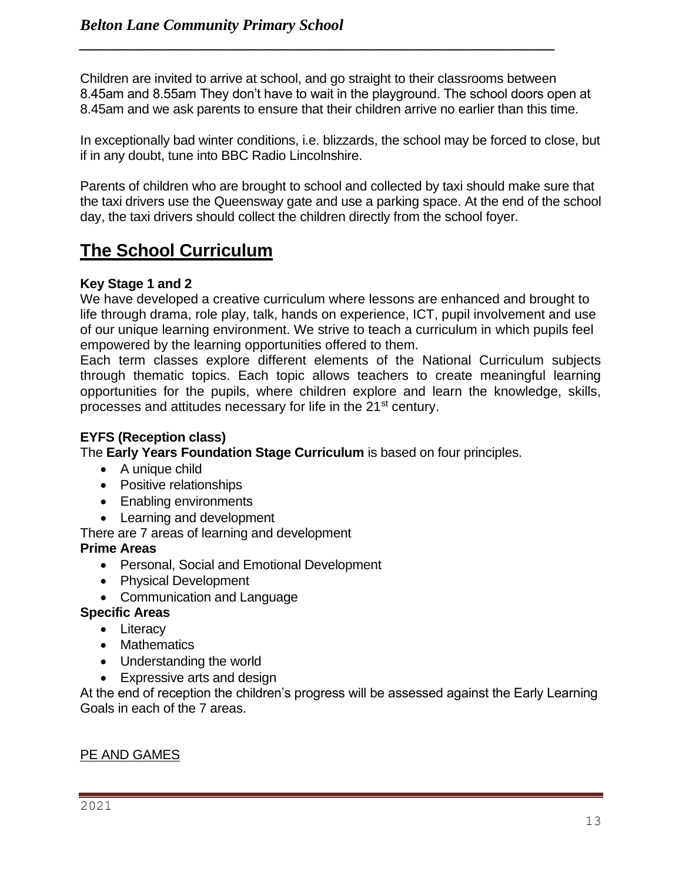Children are invited to arrive at school, and go straight to their classrooms between 8.45am and 8.55am They don't have to wait in the playground. The school doors open at 8.45am and we ask parents to ensure that their children arrive no earlier than this time.

In exceptionally bad winter conditions, i.e. blizzards, the school may be forced to close, but if in any doubt, tune into BBC Radio Lincolnshire.

Parents of children who are brought to school and collected by taxi should make sure that the taxi drivers use the Queensway gate and use a parking space. At the end of the school day, the taxi drivers should collect the children directly from the school foyer.

## The School Curriculum

**Key Stage 1 and 2**

We have developed a creative curriculum where lessons are enhanced and brought to life through drama, role play, talk, hands on experience, ICT, pupil involvement and use of our unique learning environment. We strive to teach a curriculum in which pupils feel empowered by the learning opportunities offered to them.

Each term classes explore different elements of the National Curriculum subjects through thematic topics. Each topic allows teachers to create meaningful learning opportunities for the pupils, where children explore and learn the knowledge, skills, processes and attitudes necessary for life in the 21st century.

**EYFS (Reception class)**

The **Early Years Foundation Stage Curriculum** is based on four principles.

- A unique child
- Positive relationships
- Enabling environments
- Learning and development

There are 7 areas of learning and development

**Prime Areas**

- Personal, Social and Emotional Development
- Physical Development
- Communication and Language

**Specific Areas**

- Literacy
- Mathematics
- Understanding the world
- Expressive arts and design

At the end of reception the children's progress will be assessed against the Early Learning Goals in each of the 7 areas.

PE AND GAMES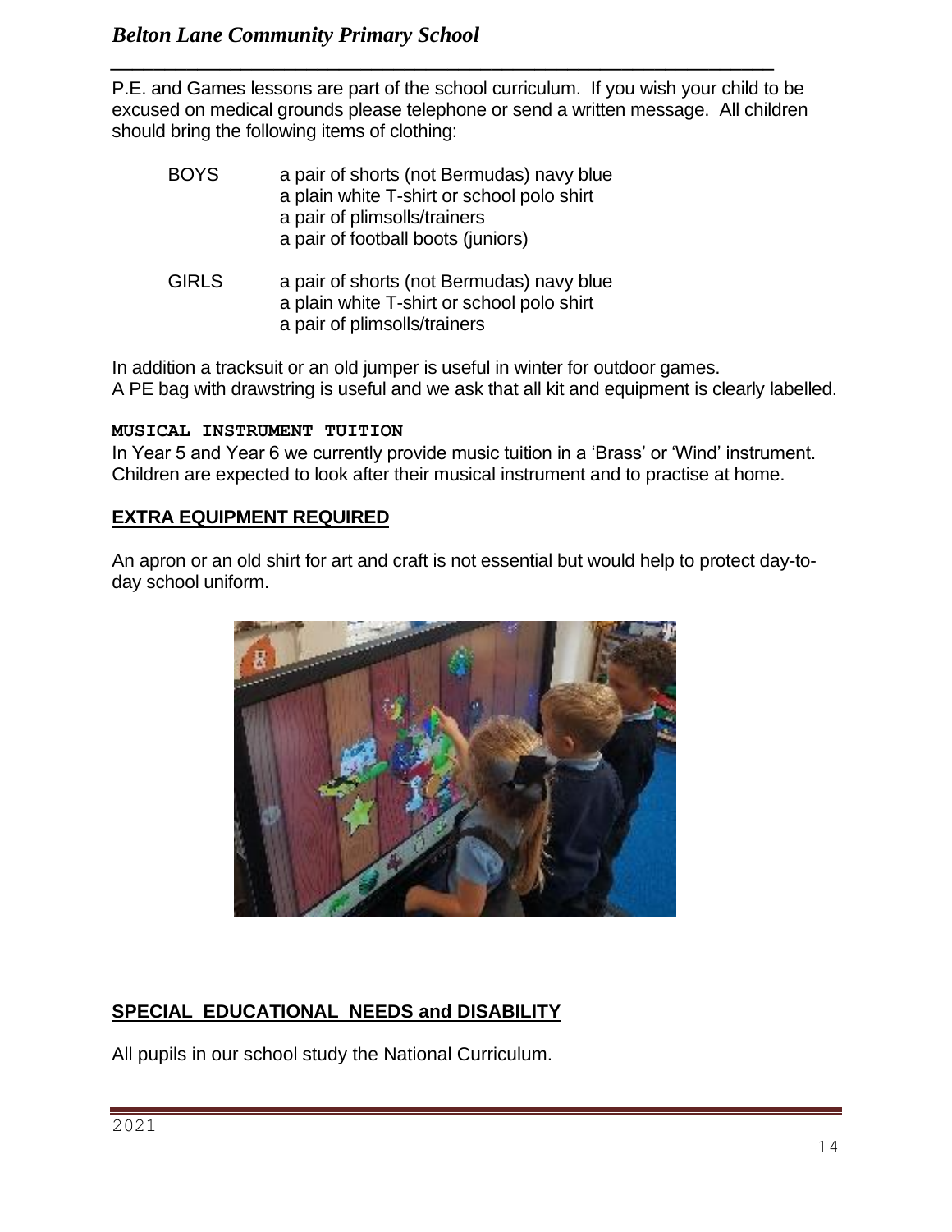P.E. and Games lessons are part of the school curriculum. If you wish your child to be excused on medical grounds please telephone or send a written message. All children should bring the following items of clothing:

| | |
|---|---|
| BOYS | a pair of shorts (not Bermudas) navy blue<br>a plain white T-shirt or school polo shirt<br>a pair of plimsolls/trainers<br>a pair of football boots (juniors) |
| GIRLS | a pair of shorts (not Bermudas) navy blue<br>a plain white T-shirt or school polo shirt<br>a pair of plimsolls/trainers |

In addition a tracksuit or an old jumper is useful in winter for outdoor games.
A PE bag with drawstring is useful and we ask that all kit and equipment is clearly labelled.

**MUSICAL INSTRUMENT TUITION**

In Year 5 and Year 6 we currently provide music tuition in a 'Brass' or 'Wind' instrument. Children are expected to look after their musical instrument and to practise at home.

## EXTRA EQUIPMENT REQUIRED

An apron or an old shirt for art and craft is not essential but would help to protect day-to-day school uniform.

## SPECIAL EDUCATIONAL NEEDS and DISABILITY

All pupils in our school study the National Curriculum.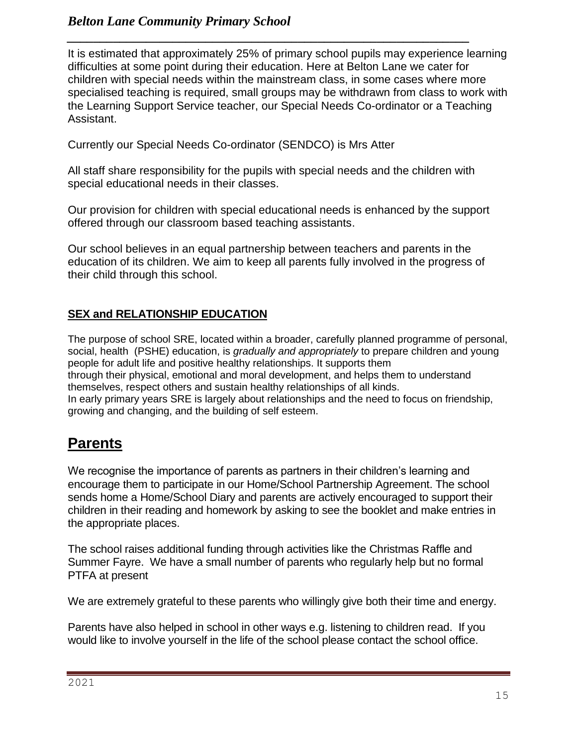It is estimated that approximately 25% of primary school pupils may experience learning difficulties at some point during their education. Here at Belton Lane we cater for children with special needs within the mainstream class, in some cases where more specialised teaching is required, small groups may be withdrawn from class to work with the Learning Support Service teacher, our Special Needs Co-ordinator or a Teaching Assistant.

Currently our Special Needs Co-ordinator (SENDCO) is Mrs Atter

All staff share responsibility for the pupils with special needs and the children with special educational needs in their classes.

Our provision for children with special educational needs is enhanced by the support offered through our classroom based teaching assistants.

Our school believes in an equal partnership between teachers and parents in the education of its children. We aim to keep all parents fully involved in the progress of their child through this school.

### SEX and RELATIONSHIP EDUCATION

The purpose of school SRE, located within a broader, carefully planned programme of personal, social, health (PSHE) education, is *gradually and appropriately* to prepare children and young people for adult life and positive healthy relationships. It supports them through their physical, emotional and moral development, and helps them to understand themselves, respect others and sustain healthy relationships of all kinds.
In early primary years SRE is largely about relationships and the need to focus on friendship, growing and changing, and the building of self esteem.

## Parents

We recognise the importance of parents as partners in their children's learning and encourage them to participate in our Home/School Partnership Agreement. The school sends home a Home/School Diary and parents are actively encouraged to support their children in their reading and homework by asking to see the booklet and make entries in the appropriate places.

The school raises additional funding through activities like the Christmas Raffle and Summer Fayre. We have a small number of parents who regularly help but no formal PTFA at present

We are extremely grateful to these parents who willingly give both their time and energy.

Parents have also helped in school in other ways e.g. listening to children read. If you would like to involve yourself in the life of the school please contact the school office.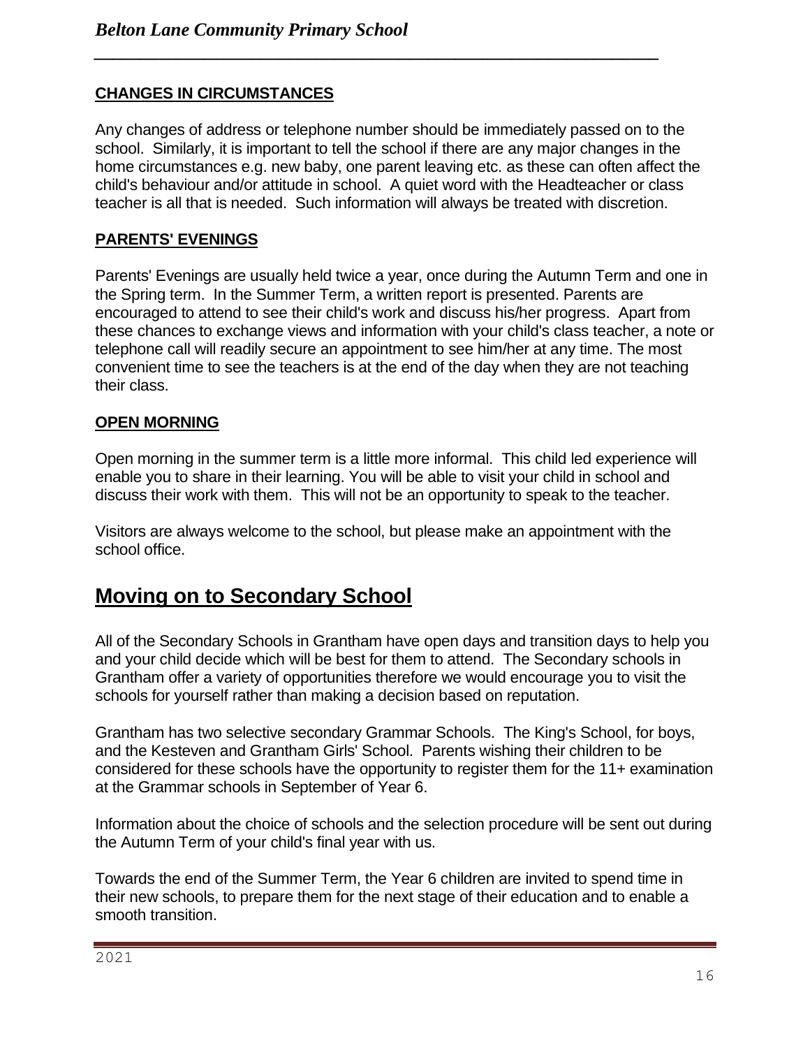### CHANGES IN CIRCUMSTANCES

Any changes of address or telephone number should be immediately passed on to the school. Similarly, it is important to tell the school if there are any major changes in the home circumstances e.g. new baby, one parent leaving etc. as these can often affect the child's behaviour and/or attitude in school. A quiet word with the Headteacher or class teacher is all that is needed. Such information will always be treated with discretion.

### PARENTS' EVENINGS

Parents' Evenings are usually held twice a year, once during the Autumn Term and one in the Spring term. In the Summer Term, a written report is presented. Parents are encouraged to attend to see their child's work and discuss his/her progress. Apart from these chances to exchange views and information with your child's class teacher, a note or telephone call will readily secure an appointment to see him/her at any time. The most convenient time to see the teachers is at the end of the day when they are not teaching their class.

### OPEN MORNING

Open morning in the summer term is a little more informal. This child led experience will enable you to share in their learning. You will be able to visit your child in school and discuss their work with them. This will not be an opportunity to speak to the teacher.

Visitors are always welcome to the school, but please make an appointment with the school office.

## Moving on to Secondary School

All of the Secondary Schools in Grantham have open days and transition days to help you and your child decide which will be best for them to attend. The Secondary schools in Grantham offer a variety of opportunities therefore we would encourage you to visit the schools for yourself rather than making a decision based on reputation.

Grantham has two selective secondary Grammar Schools. The King's School, for boys, and the Kesteven and Grantham Girls' School. Parents wishing their children to be considered for these schools have the opportunity to register them for the 11+ examination at the Grammar schools in September of Year 6.

Information about the choice of schools and the selection procedure will be sent out during the Autumn Term of your child's final year with us.

Towards the end of the Summer Term, the Year 6 children are invited to spend time in their new schools, to prepare them for the next stage of their education and to enable a smooth transition.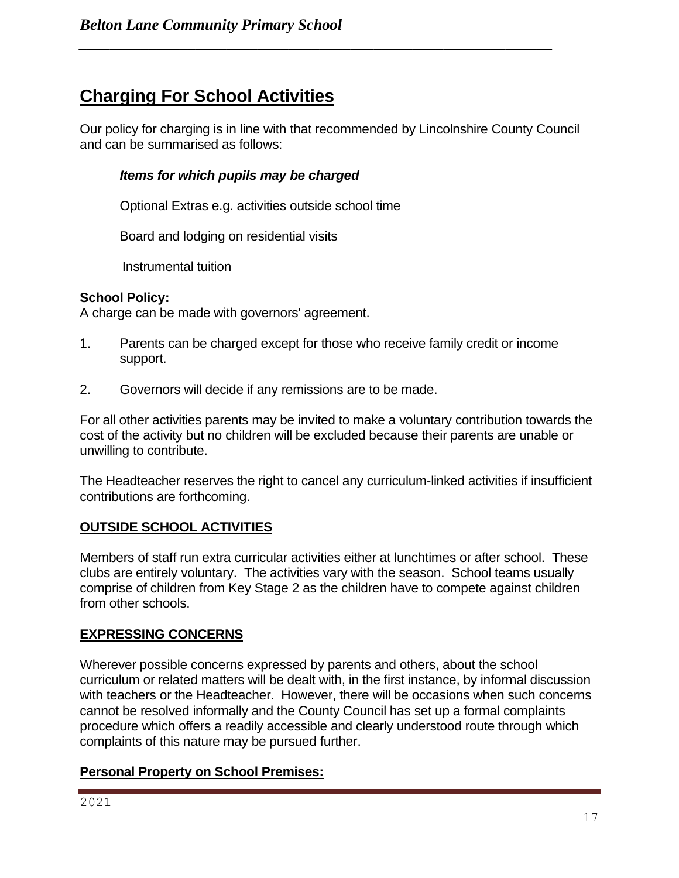# Charging For School Activities

Our policy for charging is in line with that recommended by Lincolnshire County Council and can be summarised as follows:

***Items for which pupils may be charged***

Optional Extras e.g. activities outside school time

Board and lodging on residential visits

Instrumental tuition

**School Policy:**
A charge can be made with governors' agreement.

1. Parents can be charged except for those who receive family credit or income support.
2. Governors will decide if any remissions are to be made.

For all other activities parents may be invited to make a voluntary contribution towards the cost of the activity but no children will be excluded because their parents are unable or unwilling to contribute.

The Headteacher reserves the right to cancel any curriculum-linked activities if insufficient contributions are forthcoming.

## OUTSIDE SCHOOL ACTIVITIES

Members of staff run extra curricular activities either at lunchtimes or after school. These clubs are entirely voluntary. The activities vary with the season. School teams usually comprise of children from Key Stage 2 as the children have to compete against children from other schools.

## EXPRESSING CONCERNS

Wherever possible concerns expressed by parents and others, about the school curriculum or related matters will be dealt with, in the first instance, by informal discussion with teachers or the Headteacher. However, there will be occasions when such concerns cannot be resolved informally and the County Council has set up a formal complaints procedure which offers a readily accessible and clearly understood route through which complaints of this nature may be pursued further.

## Personal Property on School Premises: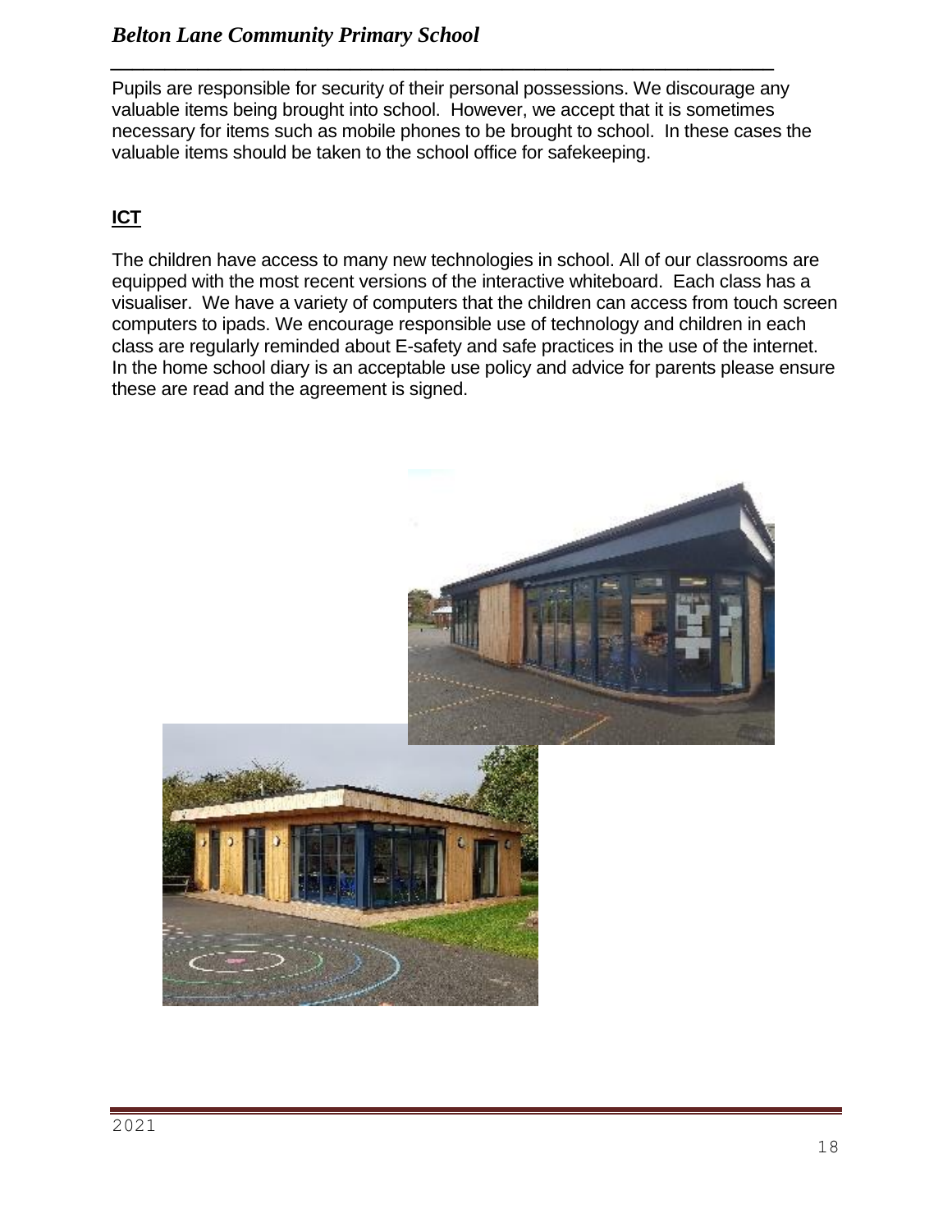Pupils are responsible for security of their personal possessions. We discourage any valuable items being brought into school. However, we accept that it is sometimes necessary for items such as mobile phones to be brought to school. In these cases the valuable items should be taken to the school office for safekeeping.

## ICT

The children have access to many new technologies in school. All of our classrooms are equipped with the most recent versions of the interactive whiteboard. Each class has a visualiser. We have a variety of computers that the children can access from touch screen computers to ipads. We encourage responsible use of technology and children in each class are regularly reminded about E-safety and safe practices in the use of the internet. In the home school diary is an acceptable use policy and advice for parents please ensure these are read and the agreement is signed.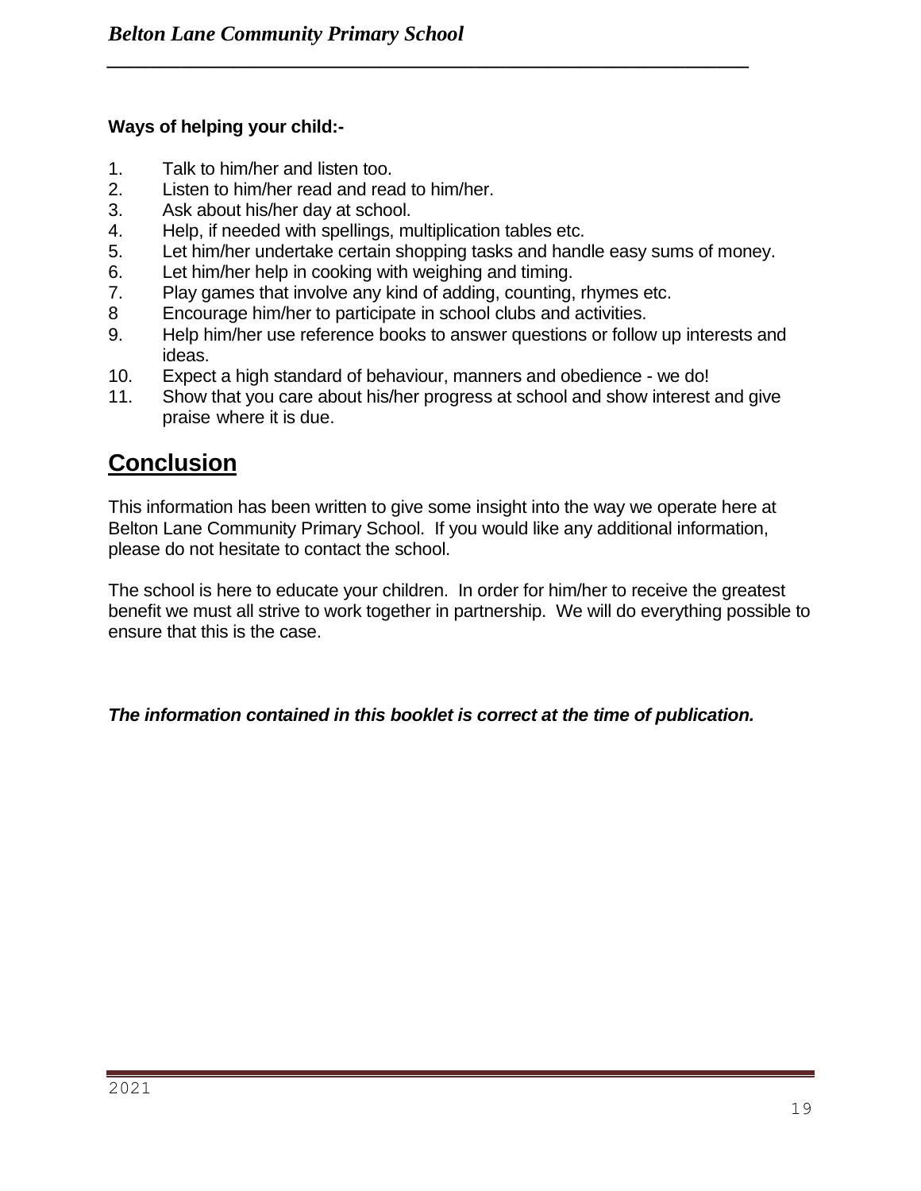**Ways of helping your child:-**

1. Talk to him/her and listen too.
2. Listen to him/her read and read to him/her.
3. Ask about his/her day at school.
4. Help, if needed with spellings, multiplication tables etc.
5. Let him/her undertake certain shopping tasks and handle easy sums of money.
6. Let him/her help in cooking with weighing and timing.
7. Play games that involve any kind of adding, counting, rhymes etc.
8. Encourage him/her to participate in school clubs and activities.
9. Help him/her use reference books to answer questions or follow up interests and ideas.
10. Expect a high standard of behaviour, manners and obedience - we do!
11. Show that you care about his/her progress at school and show interest and give praise where it is due.

## Conclusion

This information has been written to give some insight into the way we operate here at Belton Lane Community Primary School. If you would like any additional information, please do not hesitate to contact the school.

The school is here to educate your children. In order for him/her to receive the greatest benefit we must all strive to work together in partnership. We will do everything possible to ensure that this is the case.

***The information contained in this booklet is correct at the time of publication.***